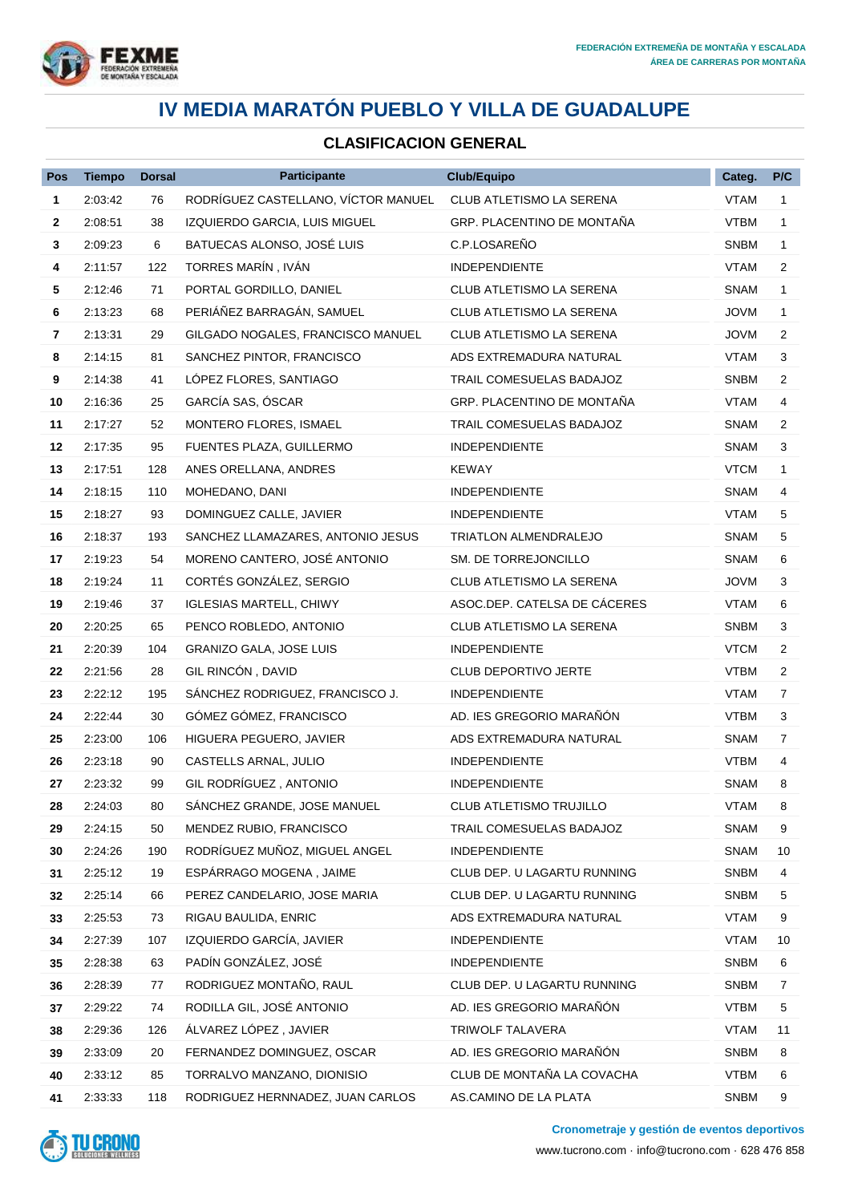FEDERACIÓN EXTREMEÑA DE MONTAÑA Y ESCALADA
ÁREA DE CARRERAS POR MONTAÑA

# IV MEDIA MARATÓN PUEBLO Y VILLA DE GUADALUPE

## CLASIFICACION GENERAL

| Pos | Tiempo | Dorsal | Participante | Club/Equipo | Categ. | P/C |
|---|---|---|---|---|---|---|
| 1 | 2:03:42 | 76 | RODRÍGUEZ CASTELLANO, VÍCTOR MANUEL | CLUB ATLETISMO LA SERENA | VTAM | 1 |
| 2 | 2:08:51 | 38 | IZQUIERDO GARCIA, LUIS MIGUEL | GRP. PLACENTINO DE MONTAÑA | VTBM | 1 |
| 3 | 2:09:23 | 6 | BATUECAS ALONSO, JOSÉ LUIS | C.P.LOSAREÑO | SNBM | 1 |
| 4 | 2:11:57 | 122 | TORRES MARÍN , IVÁN | INDEPENDIENTE | VTAM | 2 |
| 5 | 2:12:46 | 71 | PORTAL GORDILLO, DANIEL | CLUB ATLETISMO LA SERENA | SNAM | 1 |
| 6 | 2:13:23 | 68 | PERIÁÑEZ BARRAGÁN, SAMUEL | CLUB ATLETISMO LA SERENA | JOVM | 1 |
| 7 | 2:13:31 | 29 | GILGADO NOGALES, FRANCISCO MANUEL | CLUB ATLETISMO LA SERENA | JOVM | 2 |
| 8 | 2:14:15 | 81 | SANCHEZ PINTOR, FRANCISCO | ADS EXTREMADURA NATURAL | VTAM | 3 |
| 9 | 2:14:38 | 41 | LÓPEZ FLORES, SANTIAGO | TRAIL COMESUELAS BADAJOZ | SNBM | 2 |
| 10 | 2:16:36 | 25 | GARCÍA SAS, ÓSCAR | GRP. PLACENTINO DE MONTAÑA | VTAM | 4 |
| 11 | 2:17:27 | 52 | MONTERO FLORES, ISMAEL | TRAIL COMESUELAS BADAJOZ | SNAM | 2 |
| 12 | 2:17:35 | 95 | FUENTES PLAZA, GUILLERMO | INDEPENDIENTE | SNAM | 3 |
| 13 | 2:17:51 | 128 | ANES ORELLANA, ANDRES | KEWAY | VTCM | 1 |
| 14 | 2:18:15 | 110 | MOHEDANO, DANI | INDEPENDIENTE | SNAM | 4 |
| 15 | 2:18:27 | 93 | DOMINGUEZ CALLE, JAVIER | INDEPENDIENTE | VTAM | 5 |
| 16 | 2:18:37 | 193 | SANCHEZ LLAMAZARES, ANTONIO JESUS | TRIATLON ALMENDRALEJO | SNAM | 5 |
| 17 | 2:19:23 | 54 | MORENO CANTERO, JOSÉ ANTONIO | SM. DE TORREJONCILLO | SNAM | 6 |
| 18 | 2:19:24 | 11 | CORTÉS GONZÁLEZ, SERGIO | CLUB ATLETISMO LA SERENA | JOVM | 3 |
| 19 | 2:19:46 | 37 | IGLESIAS MARTELL, CHIWY | ASOC.DEP. CATELSA DE CÁCERES | VTAM | 6 |
| 20 | 2:20:25 | 65 | PENCO ROBLEDO, ANTONIO | CLUB ATLETISMO LA SERENA | SNBM | 3 |
| 21 | 2:20:39 | 104 | GRANIZO GALA, JOSE LUIS | INDEPENDIENTE | VTCM | 2 |
| 22 | 2:21:56 | 28 | GIL RINCÓN , DAVID | CLUB DEPORTIVO JERTE | VTBM | 2 |
| 23 | 2:22:12 | 195 | SÁNCHEZ RODRIGUEZ, FRANCISCO J. | INDEPENDIENTE | VTAM | 7 |
| 24 | 2:22:44 | 30 | GÓMEZ GÓMEZ, FRANCISCO | AD. IES GREGORIO MARAÑÓN | VTBM | 3 |
| 25 | 2:23:00 | 106 | HIGUERA PEGUERO, JAVIER | ADS EXTREMADURA NATURAL | SNAM | 7 |
| 26 | 2:23:18 | 90 | CASTELLS ARNAL, JULIO | INDEPENDIENTE | VTBM | 4 |
| 27 | 2:23:32 | 99 | GIL RODRÍGUEZ , ANTONIO | INDEPENDIENTE | SNAM | 8 |
| 28 | 2:24:03 | 80 | SÁNCHEZ GRANDE, JOSE MANUEL | CLUB ATLETISMO TRUJILLO | VTAM | 8 |
| 29 | 2:24:15 | 50 | MENDEZ RUBIO, FRANCISCO | TRAIL COMESUELAS BADAJOZ | SNAM | 9 |
| 30 | 2:24:26 | 190 | RODRÍGUEZ MUÑOZ, MIGUEL ANGEL | INDEPENDIENTE | SNAM | 10 |
| 31 | 2:25:12 | 19 | ESPÁRRAGO MOGENA , JAIME | CLUB DEP. U LAGARTU RUNNING | SNBM | 4 |
| 32 | 2:25:14 | 66 | PEREZ CANDELARIO, JOSE MARIA | CLUB DEP. U LAGARTU RUNNING | SNBM | 5 |
| 33 | 2:25:53 | 73 | RIGAU BAULIDA, ENRIC | ADS EXTREMADURA NATURAL | VTAM | 9 |
| 34 | 2:27:39 | 107 | IZQUIERDO GARCÍA, JAVIER | INDEPENDIENTE | VTAM | 10 |
| 35 | 2:28:38 | 63 | PADÍN GONZÁLEZ, JOSÉ | INDEPENDIENTE | SNBM | 6 |
| 36 | 2:28:39 | 77 | RODRIGUEZ MONTAÑO, RAUL | CLUB DEP. U LAGARTU RUNNING | SNBM | 7 |
| 37 | 2:29:22 | 74 | RODILLA GIL, JOSÉ ANTONIO | AD. IES GREGORIO MARAÑÓN | VTBM | 5 |
| 38 | 2:29:36 | 126 | ÁLVAREZ LÓPEZ , JAVIER | TRIWOLF TALAVERA | VTAM | 11 |
| 39 | 2:33:09 | 20 | FERNANDEZ DOMINGUEZ, OSCAR | AD. IES GREGORIO MARAÑÓN | SNBM | 8 |
| 40 | 2:33:12 | 85 | TORRALVO MANZANO, DIONISIO | CLUB DE MONTAÑA LA COVACHA | VTBM | 6 |
| 41 | 2:33:33 | 118 | RODRIGUEZ HERNNADEZ, JUAN CARLOS | AS.CAMINO DE LA PLATA | SNBM | 9 |

Cronometraje y gestión de eventos deportivos
www.tucrono.com · info@tucrono.com · 628 476 858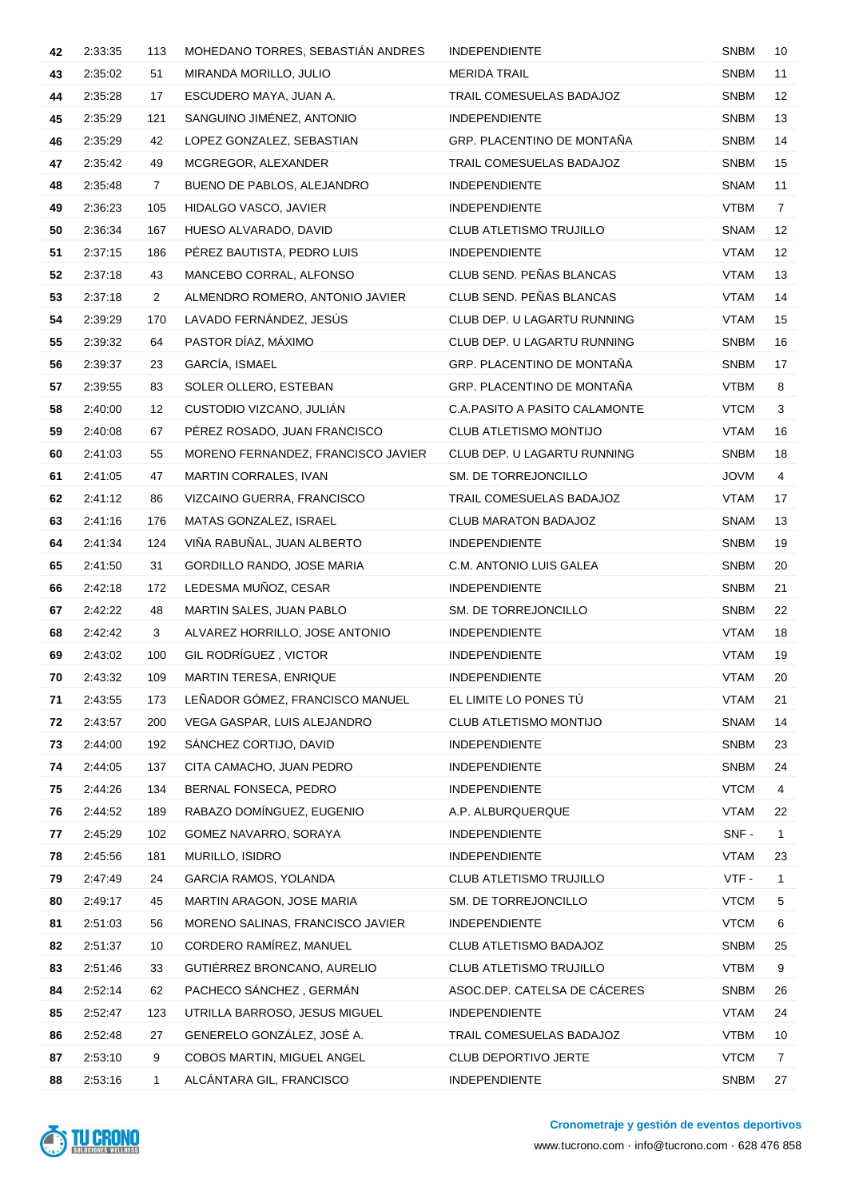| | | | | | | |
|---|---|---|---|---|---|---|
| 42 | 2:33:35 | 113 | MOHEDANO TORRES, SEBASTIÁN ANDRES | INDEPENDIENTE | SNBM | 10 |
| 43 | 2:35:02 | 51 | MIRANDA MORILLO, JULIO | MERIDA TRAIL | SNBM | 11 |
| 44 | 2:35:28 | 17 | ESCUDERO MAYA, JUAN A. | TRAIL COMESUELAS BADAJOZ | SNBM | 12 |
| 45 | 2:35:29 | 121 | SANGUINO JIMÉNEZ, ANTONIO | INDEPENDIENTE | SNBM | 13 |
| 46 | 2:35:29 | 42 | LOPEZ GONZALEZ, SEBASTIAN | GRP. PLACENTINO DE MONTAÑA | SNBM | 14 |
| 47 | 2:35:42 | 49 | MCGREGOR, ALEXANDER | TRAIL COMESUELAS BADAJOZ | SNBM | 15 |
| 48 | 2:35:48 | 7 | BUENO DE PABLOS, ALEJANDRO | INDEPENDIENTE | SNAM | 11 |
| 49 | 2:36:23 | 105 | HIDALGO VASCO, JAVIER | INDEPENDIENTE | VTBM | 7 |
| 50 | 2:36:34 | 167 | HUESO ALVARADO, DAVID | CLUB ATLETISMO TRUJILLO | SNAM | 12 |
| 51 | 2:37:15 | 186 | PÉREZ BAUTISTA, PEDRO LUIS | INDEPENDIENTE | VTAM | 12 |
| 52 | 2:37:18 | 43 | MANCEBO CORRAL, ALFONSO | CLUB SEND. PEÑAS BLANCAS | VTAM | 13 |
| 53 | 2:37:18 | 2 | ALMENDRO ROMERO, ANTONIO JAVIER | CLUB SEND. PEÑAS BLANCAS | VTAM | 14 |
| 54 | 2:39:29 | 170 | LAVADO FERNÁNDEZ, JESÚS | CLUB DEP. U LAGARTU RUNNING | VTAM | 15 |
| 55 | 2:39:32 | 64 | PASTOR DÍAZ, MÁXIMO | CLUB DEP. U LAGARTU RUNNING | SNBM | 16 |
| 56 | 2:39:37 | 23 | GARCÍA, ISMAEL | GRP. PLACENTINO DE MONTAÑA | SNBM | 17 |
| 57 | 2:39:55 | 83 | SOLER OLLERO, ESTEBAN | GRP. PLACENTINO DE MONTAÑA | VTBM | 8 |
| 58 | 2:40:00 | 12 | CUSTODIO VIZCANO, JULIÁN | C.A.PASITO A PASITO CALAMONTE | VTCM | 3 |
| 59 | 2:40:08 | 67 | PÉREZ ROSADO, JUAN FRANCISCO | CLUB ATLETISMO MONTIJO | VTAM | 16 |
| 60 | 2:41:03 | 55 | MORENO FERNANDEZ, FRANCISCO JAVIER | CLUB DEP. U LAGARTU RUNNING | SNBM | 18 |
| 61 | 2:41:05 | 47 | MARTIN CORRALES, IVAN | SM. DE TORREJONCILLO | JOVM | 4 |
| 62 | 2:41:12 | 86 | VIZCAINO GUERRA, FRANCISCO | TRAIL COMESUELAS BADAJOZ | VTAM | 17 |
| 63 | 2:41:16 | 176 | MATAS GONZALEZ, ISRAEL | CLUB MARATON BADAJOZ | SNAM | 13 |
| 64 | 2:41:34 | 124 | VIÑA RABUÑAL, JUAN ALBERTO | INDEPENDIENTE | SNBM | 19 |
| 65 | 2:41:50 | 31 | GORDILLO RANDO, JOSE MARIA | C.M. ANTONIO LUIS GALEA | SNBM | 20 |
| 66 | 2:42:18 | 172 | LEDESMA MUÑOZ, CESAR | INDEPENDIENTE | SNBM | 21 |
| 67 | 2:42:22 | 48 | MARTIN SALES, JUAN PABLO | SM. DE TORREJONCILLO | SNBM | 22 |
| 68 | 2:42:42 | 3 | ALVAREZ HORRILLO, JOSE ANTONIO | INDEPENDIENTE | VTAM | 18 |
| 69 | 2:43:02 | 100 | GIL RODRÍGUEZ , VICTOR | INDEPENDIENTE | VTAM | 19 |
| 70 | 2:43:32 | 109 | MARTIN TERESA, ENRIQUE | INDEPENDIENTE | VTAM | 20 |
| 71 | 2:43:55 | 173 | LEÑADOR GÓMEZ, FRANCISCO MANUEL | EL LIMITE LO PONES TÚ | VTAM | 21 |
| 72 | 2:43:57 | 200 | VEGA GASPAR, LUIS ALEJANDRO | CLUB ATLETISMO MONTIJO | SNAM | 14 |
| 73 | 2:44:00 | 192 | SÁNCHEZ CORTIJO, DAVID | INDEPENDIENTE | SNBM | 23 |
| 74 | 2:44:05 | 137 | CITA CAMACHO, JUAN PEDRO | INDEPENDIENTE | SNBM | 24 |
| 75 | 2:44:26 | 134 | BERNAL FONSECA, PEDRO | INDEPENDIENTE | VTCM | 4 |
| 76 | 2:44:52 | 189 | RABAZO DOMÍNGUEZ, EUGENIO | A.P. ALBURQUERQUE | VTAM | 22 |
| 77 | 2:45:29 | 102 | GOMEZ NAVARRO, SORAYA | INDEPENDIENTE | SNF - | 1 |
| 78 | 2:45:56 | 181 | MURILLO, ISIDRO | INDEPENDIENTE | VTAM | 23 |
| 79 | 2:47:49 | 24 | GARCIA RAMOS, YOLANDA | CLUB ATLETISMO TRUJILLO | VTF - | 1 |
| 80 | 2:49:17 | 45 | MARTIN ARAGON, JOSE MARIA | SM. DE TORREJONCILLO | VTCM | 5 |
| 81 | 2:51:03 | 56 | MORENO SALINAS, FRANCISCO JAVIER | INDEPENDIENTE | VTCM | 6 |
| 82 | 2:51:37 | 10 | CORDERO RAMÍREZ, MANUEL | CLUB ATLETISMO BADAJOZ | SNBM | 25 |
| 83 | 2:51:46 | 33 | GUTIÉRREZ BRONCANO, AURELIO | CLUB ATLETISMO TRUJILLO | VTBM | 9 |
| 84 | 2:52:14 | 62 | PACHECO SÁNCHEZ , GERMÁN | ASOC.DEP. CATELSA DE CÁCERES | SNBM | 26 |
| 85 | 2:52:47 | 123 | UTRILLA BARROSO, JESUS MIGUEL | INDEPENDIENTE | VTAM | 24 |
| 86 | 2:52:48 | 27 | GENERELO GONZÁLEZ, JOSÉ A. | TRAIL COMESUELAS BADAJOZ | VTBM | 10 |
| 87 | 2:53:10 | 9 | COBOS MARTIN, MIGUEL ANGEL | CLUB DEPORTIVO JERTE | VTCM | 7 |
| 88 | 2:53:16 | 1 | ALCÁNTARA GIL, FRANCISCO | INDEPENDIENTE | SNBM | 27 |

**Cronometraje y gestión de eventos deportivos**

www.tucrono.com · info@tucrono.com · 628 476 858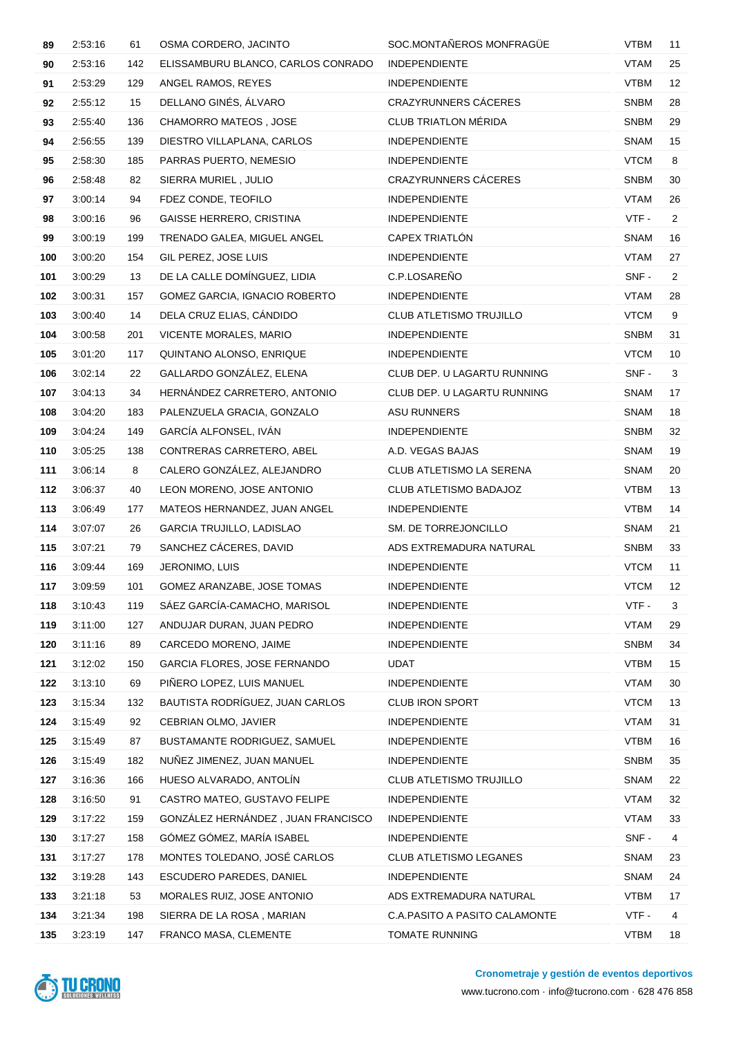| 89 | 2:53:16 | 61 | OSMA CORDERO, JACINTO | SOC.MONTAÑEROS MONFRAGÜE | VTBM | 11 |
|---|---|---|---|---|---|---|
| 90 | 2:53:16 | 142 | ELISSAMBURU BLANCO, CARLOS CONRADO | INDEPENDIENTE | VTAM | 25 |
| 91 | 2:53:29 | 129 | ANGEL RAMOS, REYES | INDEPENDIENTE | VTBM | 12 |
| 92 | 2:55:12 | 15 | DELLANO GINÉS, ÁLVARO | CRAZYRUNNERS CÁCERES | SNBM | 28 |
| 93 | 2:55:40 | 136 | CHAMORRO MATEOS , JOSE | CLUB TRIATLON MÉRIDA | SNBM | 29 |
| 94 | 2:56:55 | 139 | DIESTRO VILLAPLANA, CARLOS | INDEPENDIENTE | SNAM | 15 |
| 95 | 2:58:30 | 185 | PARRAS PUERTO, NEMESIO | INDEPENDIENTE | VTCM | 8 |
| 96 | 2:58:48 | 82 | SIERRA MURIEL , JULIO | CRAZYRUNNERS CÁCERES | SNBM | 30 |
| 97 | 3:00:14 | 94 | FDEZ CONDE, TEOFILO | INDEPENDIENTE | VTAM | 26 |
| 98 | 3:00:16 | 96 | GAISSE HERRERO, CRISTINA | INDEPENDIENTE | VTF - | 2 |
| 99 | 3:00:19 | 199 | TRENADO GALEA, MIGUEL ANGEL | CAPEX TRIATLÓN | SNAM | 16 |
| 100 | 3:00:20 | 154 | GIL PEREZ, JOSE LUIS | INDEPENDIENTE | VTAM | 27 |
| 101 | 3:00:29 | 13 | DE LA CALLE DOMÍNGUEZ, LIDIA | C.P.LOSAREÑO | SNF - | 2 |
| 102 | 3:00:31 | 157 | GOMEZ GARCIA, IGNACIO ROBERTO | INDEPENDIENTE | VTAM | 28 |
| 103 | 3:00:40 | 14 | DELA CRUZ ELIAS, CÁNDIDO | CLUB ATLETISMO TRUJILLO | VTCM | 9 |
| 104 | 3:00:58 | 201 | VICENTE MORALES, MARIO | INDEPENDIENTE | SNBM | 31 |
| 105 | 3:01:20 | 117 | QUINTANO ALONSO, ENRIQUE | INDEPENDIENTE | VTCM | 10 |
| 106 | 3:02:14 | 22 | GALLARDO GONZÁLEZ, ELENA | CLUB DEP. U LAGARTU RUNNING | SNF - | 3 |
| 107 | 3:04:13 | 34 | HERNÁNDEZ CARRETERO, ANTONIO | CLUB DEP. U LAGARTU RUNNING | SNAM | 17 |
| 108 | 3:04:20 | 183 | PALENZUELA GRACIA, GONZALO | ASU RUNNERS | SNAM | 18 |
| 109 | 3:04:24 | 149 | GARCÍA ALFONSEL, IVÁN | INDEPENDIENTE | SNBM | 32 |
| 110 | 3:05:25 | 138 | CONTRERAS CARRETERO, ABEL | A.D. VEGAS BAJAS | SNAM | 19 |
| 111 | 3:06:14 | 8 | CALERO GONZÁLEZ, ALEJANDRO | CLUB ATLETISMO LA SERENA | SNAM | 20 |
| 112 | 3:06:37 | 40 | LEON MORENO, JOSE ANTONIO | CLUB ATLETISMO BADAJOZ | VTBM | 13 |
| 113 | 3:06:49 | 177 | MATEOS HERNANDEZ, JUAN ANGEL | INDEPENDIENTE | VTBM | 14 |
| 114 | 3:07:07 | 26 | GARCIA TRUJILLO, LADISLAO | SM. DE TORREJONCILLO | SNAM | 21 |
| 115 | 3:07:21 | 79 | SANCHEZ CÁCERES, DAVID | ADS EXTREMADURA NATURAL | SNBM | 33 |
| 116 | 3:09:44 | 169 | JERONIMO, LUIS | INDEPENDIENTE | VTCM | 11 |
| 117 | 3:09:59 | 101 | GOMEZ ARANZABE, JOSE TOMAS | INDEPENDIENTE | VTCM | 12 |
| 118 | 3:10:43 | 119 | SÁEZ GARCÍA-CAMACHO, MARISOL | INDEPENDIENTE | VTF - | 3 |
| 119 | 3:11:00 | 127 | ANDUJAR DURAN, JUAN PEDRO | INDEPENDIENTE | VTAM | 29 |
| 120 | 3:11:16 | 89 | CARCEDO MORENO, JAIME | INDEPENDIENTE | SNBM | 34 |
| 121 | 3:12:02 | 150 | GARCIA FLORES, JOSE FERNANDO | UDAT | VTBM | 15 |
| 122 | 3:13:10 | 69 | PIÑERO LOPEZ, LUIS MANUEL | INDEPENDIENTE | VTAM | 30 |
| 123 | 3:15:34 | 132 | BAUTISTA RODRÍGUEZ, JUAN CARLOS | CLUB IRON SPORT | VTCM | 13 |
| 124 | 3:15:49 | 92 | CEBRIAN OLMO, JAVIER | INDEPENDIENTE | VTAM | 31 |
| 125 | 3:15:49 | 87 | BUSTAMANTE RODRIGUEZ, SAMUEL | INDEPENDIENTE | VTBM | 16 |
| 126 | 3:15:49 | 182 | NUÑEZ JIMENEZ, JUAN MANUEL | INDEPENDIENTE | SNBM | 35 |
| 127 | 3:16:36 | 166 | HUESO ALVARADO, ANTOLÍN | CLUB ATLETISMO TRUJILLO | SNAM | 22 |
| 128 | 3:16:50 | 91 | CASTRO MATEO, GUSTAVO FELIPE | INDEPENDIENTE | VTAM | 32 |
| 129 | 3:17:22 | 159 | GONZÁLEZ HERNÁNDEZ , JUAN FRANCISCO | INDEPENDIENTE | VTAM | 33 |
| 130 | 3:17:27 | 158 | GÓMEZ GÓMEZ, MARÍA ISABEL | INDEPENDIENTE | SNF - | 4 |
| 131 | 3:17:27 | 178 | MONTES TOLEDANO, JOSÉ CARLOS | CLUB ATLETISMO LEGANES | SNAM | 23 |
| 132 | 3:19:28 | 143 | ESCUDERO PAREDES, DANIEL | INDEPENDIENTE | SNAM | 24 |
| 133 | 3:21:18 | 53 | MORALES RUIZ, JOSE ANTONIO | ADS EXTREMADURA NATURAL | VTBM | 17 |
| 134 | 3:21:34 | 198 | SIERRA DE LA ROSA , MARIAN | C.A.PASITO A PASITO CALAMONTE | VTF - | 4 |
| 135 | 3:23:19 | 147 | FRANCO MASA, CLEMENTE | TOMATE RUNNING | VTBM | 18 |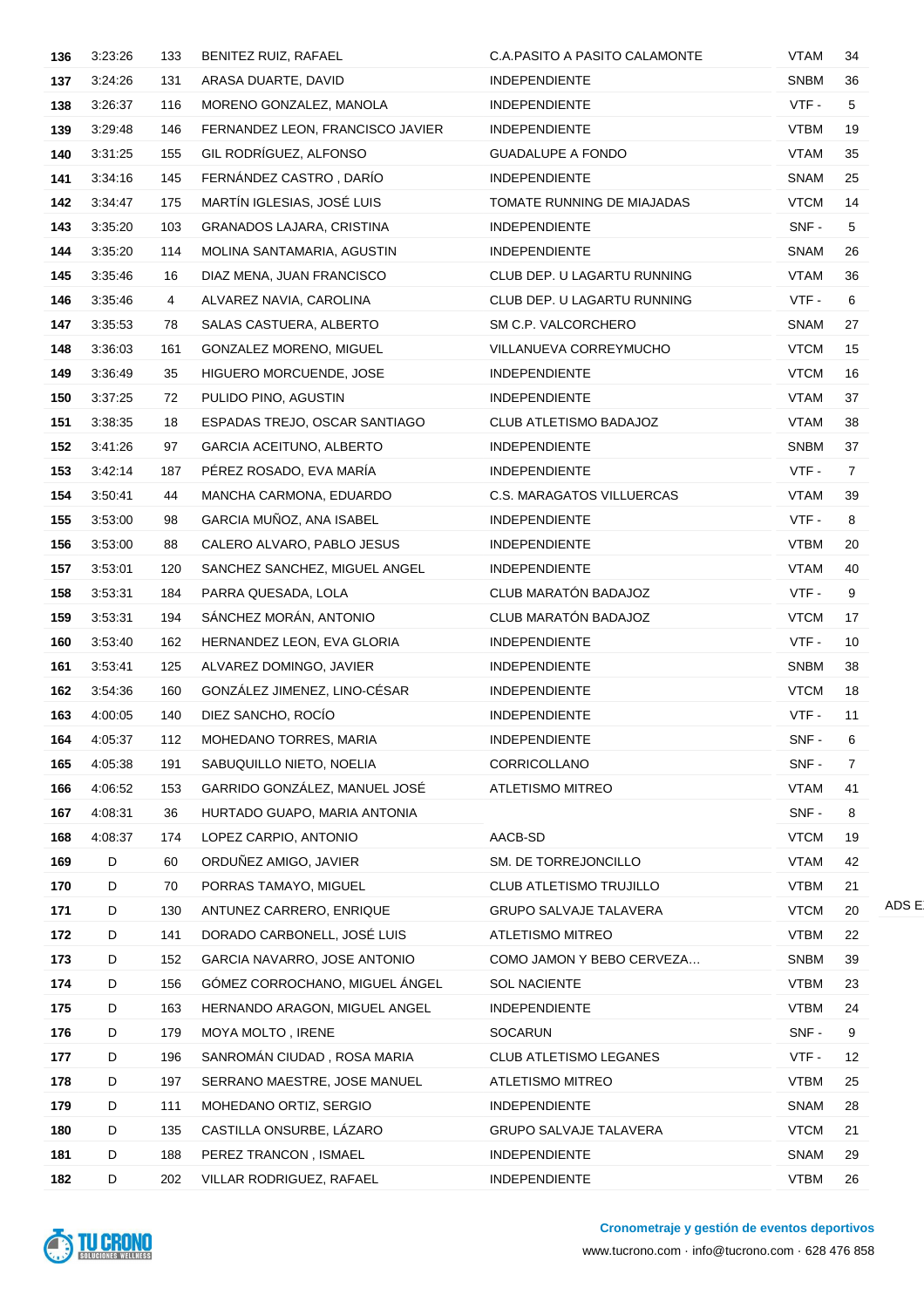| | | | | | | |
|---|---|---|---|---|---|---|
| **136** | 3:23:26 | 133 | BENITEZ RUIZ, RAFAEL | C.A.PASITO A PASITO CALAMONTE | VTAM | 34 |
| **137** | 3:24:26 | 131 | ARASA DUARTE, DAVID | INDEPENDIENTE | SNBM | 36 |
| **138** | 3:26:37 | 116 | MORENO GONZALEZ, MANOLA | INDEPENDIENTE | VTF - | 5 |
| **139** | 3:29:48 | 146 | FERNANDEZ LEON, FRANCISCO JAVIER | INDEPENDIENTE | VTBM | 19 |
| **140** | 3:31:25 | 155 | GIL RODRÍGUEZ, ALFONSO | GUADALUPE A FONDO | VTAM | 35 |
| **141** | 3:34:16 | 145 | FERNÁNDEZ CASTRO , DARÍO | INDEPENDIENTE | SNAM | 25 |
| **142** | 3:34:47 | 175 | MARTÍN IGLESIAS, JOSÉ LUIS | TOMATE RUNNING DE MIAJADAS | VTCM | 14 |
| **143** | 3:35:20 | 103 | GRANADOS LAJARA, CRISTINA | INDEPENDIENTE | SNF - | 5 |
| **144** | 3:35:20 | 114 | MOLINA SANTAMARIA, AGUSTIN | INDEPENDIENTE | SNAM | 26 |
| **145** | 3:35:46 | 16 | DIAZ MENA, JUAN FRANCISCO | CLUB DEP. U LAGARTU RUNNING | VTAM | 36 |
| **146** | 3:35:46 | 4 | ALVAREZ NAVIA, CAROLINA | CLUB DEP. U LAGARTU RUNNING | VTF - | 6 |
| **147** | 3:35:53 | 78 | SALAS CASTUERA, ALBERTO | SM C.P. VALCORCHERO | SNAM | 27 |
| **148** | 3:36:03 | 161 | GONZALEZ MORENO, MIGUEL | VILLANUEVA CORREYMUCHO | VTCM | 15 |
| **149** | 3:36:49 | 35 | HIGUERO MORCUENDE, JOSE | INDEPENDIENTE | VTCM | 16 |
| **150** | 3:37:25 | 72 | PULIDO PINO, AGUSTIN | INDEPENDIENTE | VTAM | 37 |
| **151** | 3:38:35 | 18 | ESPADAS TREJO, OSCAR SANTIAGO | CLUB ATLETISMO BADAJOZ | VTAM | 38 |
| **152** | 3:41:26 | 97 | GARCIA ACEITUNO, ALBERTO | INDEPENDIENTE | SNBM | 37 |
| **153** | 3:42:14 | 187 | PÉREZ ROSADO, EVA MARÍA | INDEPENDIENTE | VTF - | 7 |
| **154** | 3:50:41 | 44 | MANCHA CARMONA, EDUARDO | C.S. MARAGATOS VILLUERCAS | VTAM | 39 |
| **155** | 3:53:00 | 98 | GARCIA MUÑOZ, ANA ISABEL | INDEPENDIENTE | VTF - | 8 |
| **156** | 3:53:00 | 88 | CALERO ALVARO, PABLO JESUS | INDEPENDIENTE | VTBM | 20 |
| **157** | 3:53:01 | 120 | SANCHEZ SANCHEZ, MIGUEL ANGEL | INDEPENDIENTE | VTAM | 40 |
| **158** | 3:53:31 | 184 | PARRA QUESADA, LOLA | CLUB MARATÓN BADAJOZ | VTF - | 9 |
| **159** | 3:53:31 | 194 | SÁNCHEZ MORÁN, ANTONIO | CLUB MARATÓN BADAJOZ | VTCM | 17 |
| **160** | 3:53:40 | 162 | HERNANDEZ LEON, EVA GLORIA | INDEPENDIENTE | VTF - | 10 |
| **161** | 3:53:41 | 125 | ALVAREZ DOMINGO, JAVIER | INDEPENDIENTE | SNBM | 38 |
| **162** | 3:54:36 | 160 | GONZÁLEZ JIMENEZ, LINO-CÉSAR | INDEPENDIENTE | VTCM | 18 |
| **163** | 4:00:05 | 140 | DIEZ SANCHO, ROCÍO | INDEPENDIENTE | VTF - | 11 |
| **164** | 4:05:37 | 112 | MOHEDANO TORRES, MARIA | INDEPENDIENTE | SNF - | 6 |
| **165** | 4:05:38 | 191 | SABUQUILLO NIETO, NOELIA | CORRICOLLANO | SNF - | 7 |
| **166** | 4:06:52 | 153 | GARRIDO GONZÁLEZ, MANUEL JOSÉ | ATLETISMO MITREO | VTAM | 41 |
| **167** | 4:08:31 | 36 | HURTADO GUAPO, MARIA ANTONIA | | SNF - | 8 |
| **168** | 4:08:37 | 174 | LOPEZ CARPIO, ANTONIO | AACB-SD | VTCM | 19 |
| **169** | D | 60 | ORDUÑEZ AMIGO, JAVIER | SM. DE TORREJONCILLO | VTAM | 42 |
| **170** | D | 70 | PORRAS TAMAYO, MIGUEL | CLUB ATLETISMO TRUJILLO | VTBM | 21 |
| **171** | D | 130 | ANTUNEZ CARRERO, ENRIQUE | GRUPO SALVAJE TALAVERA | VTCM | 20 |
| **172** | D | 141 | DORADO CARBONELL, JOSÉ LUIS | ATLETISMO MITREO | VTBM | 22 |
| **173** | D | 152 | GARCIA NAVARRO, JOSE ANTONIO | COMO JAMON Y BEBO CERVEZA… | SNBM | 39 |
| **174** | D | 156 | GÓMEZ CORROCHANO, MIGUEL ÁNGEL | SOL NACIENTE | VTBM | 23 |
| **175** | D | 163 | HERNANDO ARAGON, MIGUEL ANGEL | INDEPENDIENTE | VTBM | 24 |
| **176** | D | 179 | MOYA MOLTO , IRENE | SOCARUN | SNF - | 9 |
| **177** | D | 196 | SANROMÁN CIUDAD , ROSA MARIA | CLUB ATLETISMO LEGANES | VTF - | 12 |
| **178** | D | 197 | SERRANO MAESTRE, JOSE MANUEL | ATLETISMO MITREO | VTBM | 25 |
| **179** | D | 111 | MOHEDANO ORTIZ, SERGIO | INDEPENDIENTE | SNAM | 28 |
| **180** | D | 135 | CASTILLA ONSURBE, LÁZARO | GRUPO SALVAJE TALAVERA | VTCM | 21 |
| **181** | D | 188 | PEREZ TRANCON , ISMAEL | INDEPENDIENTE | SNAM | 29 |
| **182** | D | 202 | VILLAR RODRIGUEZ, RAFAEL | INDEPENDIENTE | VTBM | 26 |

TU CRONO SOLUCIONES WELLNESS

**Cronometraje y gestión de eventos deportivos**

www.tucrono.com · info@tucrono.com · 628 476 858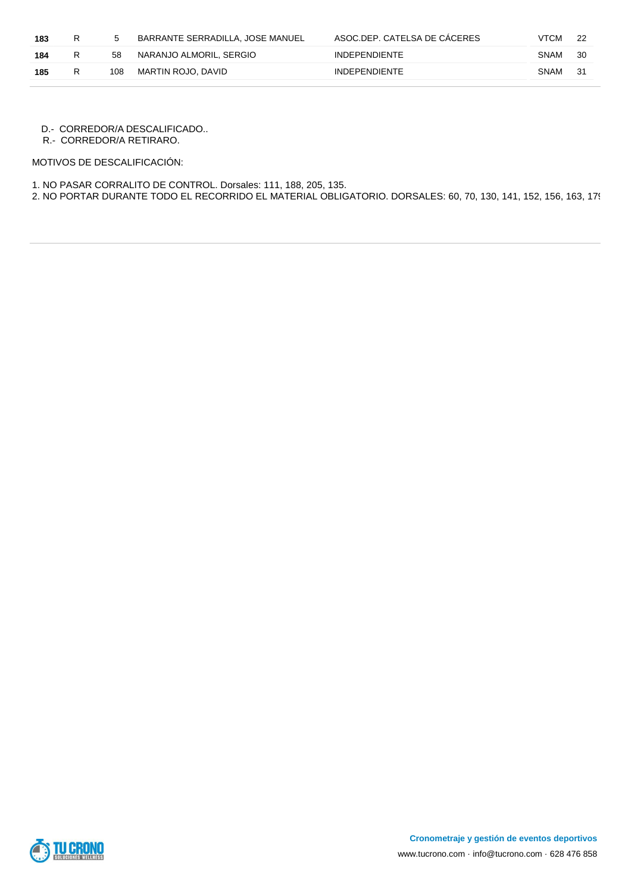| | | | | | | |
|---|---|---|---|---|---|---|
| **183** | R | 5 | BARRANTE SERRADILLA, JOSE MANUEL | ASOC.DEP. CATELSA DE CÁCERES | VTCM | 22 |
| **184** | R | 58 | NARANJO ALMORIL, SERGIO | INDEPENDIENTE | SNAM | 30 |
| **185** | R | 108 | MARTIN ROJO, DAVID | INDEPENDIENTE | SNAM | 31 |

D.- CORREDOR/A DESCALIFICADO..
R.- CORREDOR/A RETIRARO.

MOTIVOS DE DESCALIFICACIÓN:

1. NO PASAR CORRALITO DE CONTROL. Dorsales: 111, 188, 205, 135.
2. NO PORTAR DURANTE TODO EL RECORRIDO EL MATERIAL OBLIGATORIO. DORSALES: 60, 70, 130, 141, 152, 156, 163, 17

**Cronometraje y gestión de eventos deportivos**

www.tucrono.com · info@tucrono.com · 628 476 858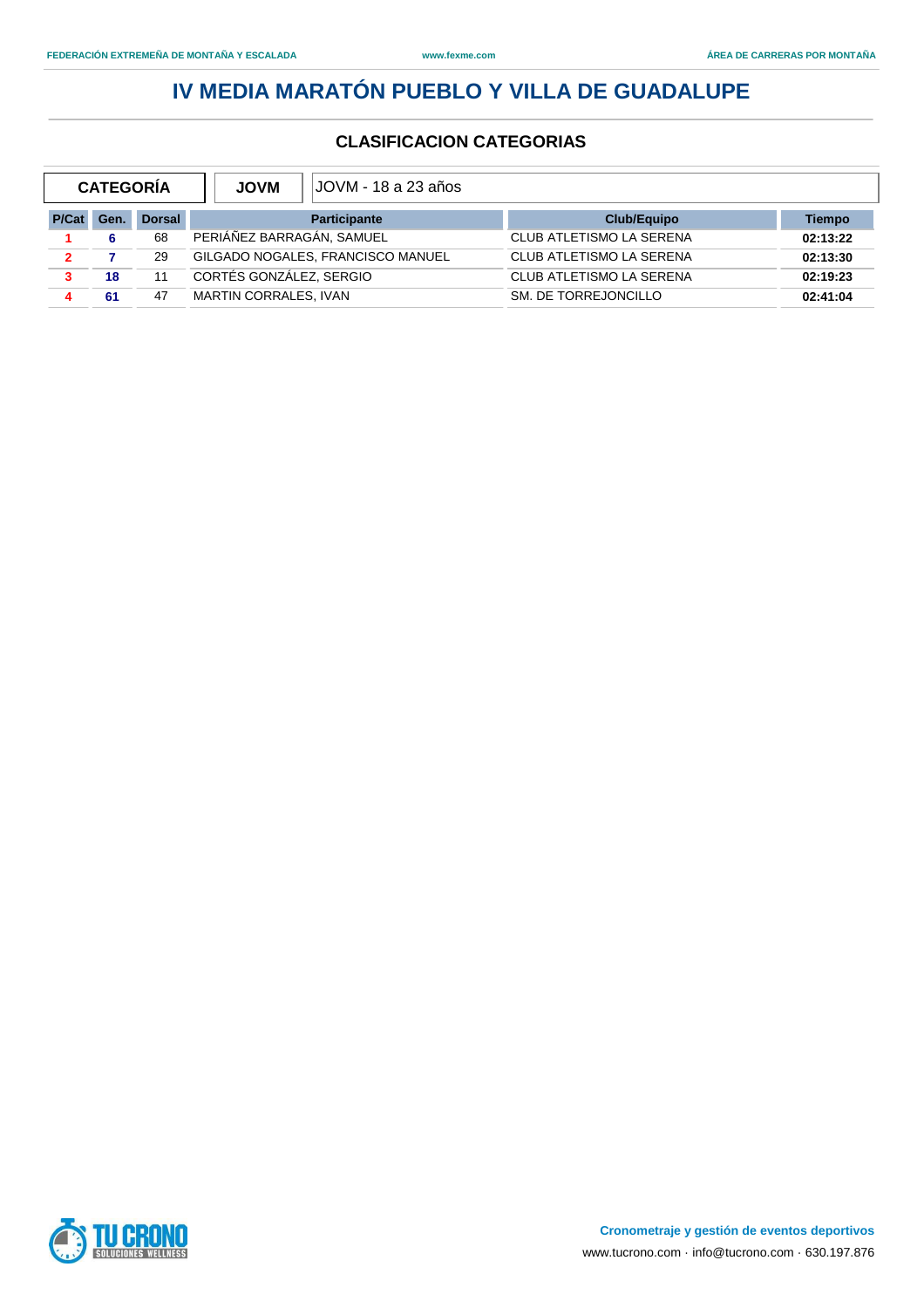# IV MEDIA MARATÓN PUEBLO Y VILLA DE GUADALUPE

## CLASIFICACION CATEGORIAS

| CATEGORÍA | JOVM | JOVM - 18 a 23 años |
|---|---|---|

| P/Cat | Gen. | Dorsal | Participante | Club/Equipo | Tiempo |
|---|---|---|---|---|---|
| 1 | 6 | 68 | PERIÁÑEZ BARRAGÁN, SAMUEL | CLUB ATLETISMO LA SERENA | 02:13:22 |
| 2 | 7 | 29 | GILGADO NOGALES, FRANCISCO MANUEL | CLUB ATLETISMO LA SERENA | 02:13:30 |
| 3 | 18 | 11 | CORTÉS GONZÁLEZ, SERGIO | CLUB ATLETISMO LA SERENA | 02:19:23 |
| 4 | 61 | 47 | MARTIN CORRALES, IVAN | SM. DE TORREJONCILLO | 02:41:04 |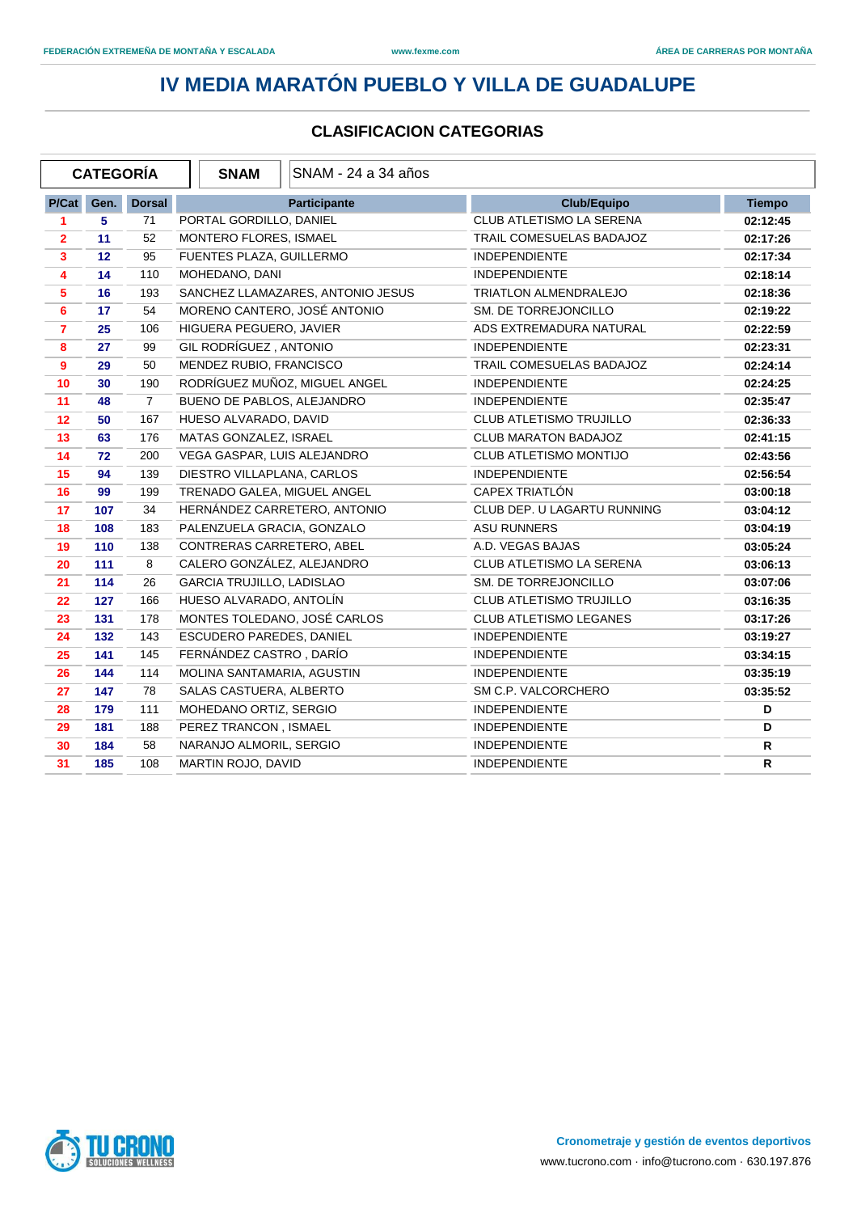# IV MEDIA MARATÓN PUEBLO Y VILLA DE GUADALUPE

## CLASIFICACION CATEGORIAS

| CATEGORÍA | SNAM | SNAM - 24 a 34 años |
|---|---|---|

| P/Cat | Gen. | Dorsal | Participante | Club/Equipo | Tiempo |
|---|---|---|---|---|---|
| 1 | 5 | 71 | PORTAL GORDILLO, DANIEL | CLUB ATLETISMO LA SERENA | 02:12:45 |
| 2 | 11 | 52 | MONTERO FLORES, ISMAEL | TRAIL COMESUELAS BADAJOZ | 02:17:26 |
| 3 | 12 | 95 | FUENTES PLAZA, GUILLERMO | INDEPENDIENTE | 02:17:34 |
| 4 | 14 | 110 | MOHEDANO, DANI | INDEPENDIENTE | 02:18:14 |
| 5 | 16 | 193 | SANCHEZ LLAMAZARES, ANTONIO JESUS | TRIATLON ALMENDRALEJO | 02:18:36 |
| 6 | 17 | 54 | MORENO CANTERO, JOSÉ ANTONIO | SM. DE TORREJONCILLO | 02:19:22 |
| 7 | 25 | 106 | HIGUERA PEGUERO, JAVIER | ADS EXTREMADURA NATURAL | 02:22:59 |
| 8 | 27 | 99 | GIL RODRÍGUEZ , ANTONIO | INDEPENDIENTE | 02:23:31 |
| 9 | 29 | 50 | MENDEZ RUBIO, FRANCISCO | TRAIL COMESUELAS BADAJOZ | 02:24:14 |
| 10 | 30 | 190 | RODRÍGUEZ MUÑOZ, MIGUEL ANGEL | INDEPENDIENTE | 02:24:25 |
| 11 | 48 | 7 | BUENO DE PABLOS, ALEJANDRO | INDEPENDIENTE | 02:35:47 |
| 12 | 50 | 167 | HUESO ALVARADO, DAVID | CLUB ATLETISMO TRUJILLO | 02:36:33 |
| 13 | 63 | 176 | MATAS GONZALEZ, ISRAEL | CLUB MARATON BADAJOZ | 02:41:15 |
| 14 | 72 | 200 | VEGA GASPAR, LUIS ALEJANDRO | CLUB ATLETISMO MONTIJO | 02:43:56 |
| 15 | 94 | 139 | DIESTRO VILLAPLANA, CARLOS | INDEPENDIENTE | 02:56:54 |
| 16 | 99 | 199 | TRENADO GALEA, MIGUEL ANGEL | CAPEX TRIATLÓN | 03:00:18 |
| 17 | 107 | 34 | HERNÁNDEZ CARRETERO, ANTONIO | CLUB DEP. U LAGARTU RUNNING | 03:04:12 |
| 18 | 108 | 183 | PALENZUELA GRACIA, GONZALO | ASU RUNNERS | 03:04:19 |
| 19 | 110 | 138 | CONTRERAS CARRETERO, ABEL | A.D. VEGAS BAJAS | 03:05:24 |
| 20 | 111 | 8 | CALERO GONZÁLEZ, ALEJANDRO | CLUB ATLETISMO LA SERENA | 03:06:13 |
| 21 | 114 | 26 | GARCIA TRUJILLO, LADISLAO | SM. DE TORREJONCILLO | 03:07:06 |
| 22 | 127 | 166 | HUESO ALVARADO, ANTOLÍN | CLUB ATLETISMO TRUJILLO | 03:16:35 |
| 23 | 131 | 178 | MONTES TOLEDANO, JOSÉ CARLOS | CLUB ATLETISMO LEGANES | 03:17:26 |
| 24 | 132 | 143 | ESCUDERO PAREDES, DANIEL | INDEPENDIENTE | 03:19:27 |
| 25 | 141 | 145 | FERNÁNDEZ CASTRO , DARÍO | INDEPENDIENTE | 03:34:15 |
| 26 | 144 | 114 | MOLINA SANTAMARIA, AGUSTIN | INDEPENDIENTE | 03:35:19 |
| 27 | 147 | 78 | SALAS CASTUERA, ALBERTO | SM C.P. VALCORCHERO | 03:35:52 |
| 28 | 179 | 111 | MOHEDANO ORTIZ, SERGIO | INDEPENDIENTE | D |
| 29 | 181 | 188 | PEREZ TRANCON , ISMAEL | INDEPENDIENTE | D |
| 30 | 184 | 58 | NARANJO ALMORIL, SERGIO | INDEPENDIENTE | R |
| 31 | 185 | 108 | MARTIN ROJO, DAVID | INDEPENDIENTE | R |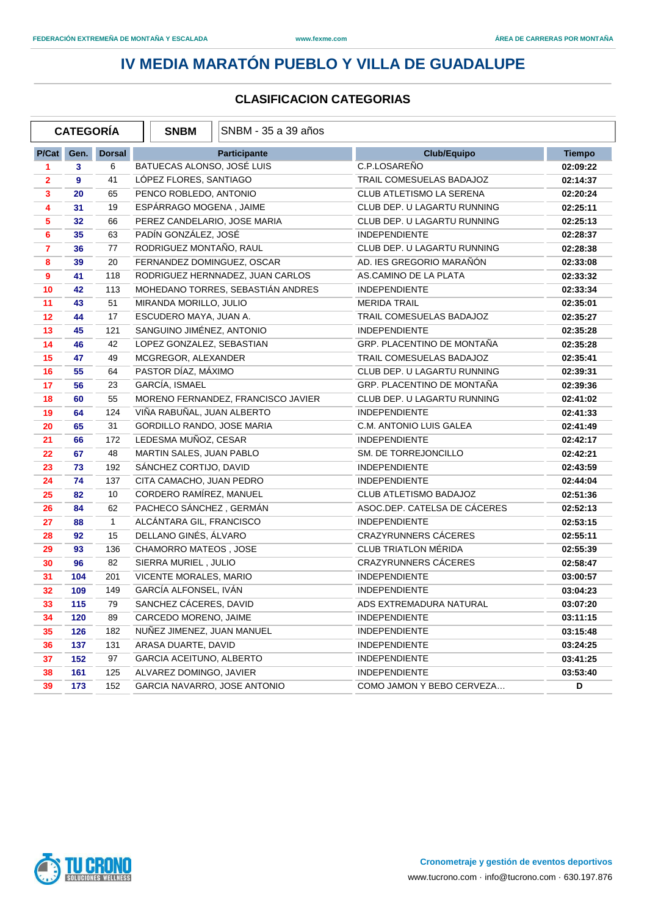# IV MEDIA MARATÓN PUEBLO Y VILLA DE GUADALUPE

## CLASIFICACION CATEGORIAS

| CATEGORÍA | SNBM | SNBM - 35 a 39 años |
|---|---|---|

| P/Cat | Gen. | Dorsal | Participante | Club/Equipo | Tiempo |
|---|---|---|---|---|---|
| 1 | 3 | 6 | BATUECAS ALONSO, JOSÉ LUIS | C.P.LOSAREÑO | 02:09:22 |
| 2 | 9 | 41 | LÓPEZ FLORES, SANTIAGO | TRAIL COMESUELAS BADAJOZ | 02:14:37 |
| 3 | 20 | 65 | PENCO ROBLEDO, ANTONIO | CLUB ATLETISMO LA SERENA | 02:20:24 |
| 4 | 31 | 19 | ESPÁRRAGO MOGENA , JAIME | CLUB DEP. U LAGARTU RUNNING | 02:25:11 |
| 5 | 32 | 66 | PEREZ CANDELARIO, JOSE MARIA | CLUB DEP. U LAGARTU RUNNING | 02:25:13 |
| 6 | 35 | 63 | PADÍN GONZÁLEZ, JOSÉ | INDEPENDIENTE | 02:28:37 |
| 7 | 36 | 77 | RODRIGUEZ MONTAÑO, RAUL | CLUB DEP. U LAGARTU RUNNING | 02:28:38 |
| 8 | 39 | 20 | FERNANDEZ DOMINGUEZ, OSCAR | AD. IES GREGORIO MARAÑÓN | 02:33:08 |
| 9 | 41 | 118 | RODRIGUEZ HERNNADEZ, JUAN CARLOS | AS.CAMINO DE LA PLATA | 02:33:32 |
| 10 | 42 | 113 | MOHEDANO TORRES, SEBASTIÁN ANDRES | INDEPENDIENTE | 02:33:34 |
| 11 | 43 | 51 | MIRANDA MORILLO, JULIO | MERIDA TRAIL | 02:35:01 |
| 12 | 44 | 17 | ESCUDERO MAYA, JUAN A. | TRAIL COMESUELAS BADAJOZ | 02:35:27 |
| 13 | 45 | 121 | SANGUINO JIMÉNEZ, ANTONIO | INDEPENDIENTE | 02:35:28 |
| 14 | 46 | 42 | LOPEZ GONZALEZ, SEBASTIAN | GRP. PLACENTINO DE MONTAÑA | 02:35:28 |
| 15 | 47 | 49 | MCGREGOR, ALEXANDER | TRAIL COMESUELAS BADAJOZ | 02:35:41 |
| 16 | 55 | 64 | PASTOR DÍAZ, MÁXIMO | CLUB DEP. U LAGARTU RUNNING | 02:39:31 |
| 17 | 56 | 23 | GARCÍA, ISMAEL | GRP. PLACENTINO DE MONTAÑA | 02:39:36 |
| 18 | 60 | 55 | MORENO FERNANDEZ, FRANCISCO JAVIER | CLUB DEP. U LAGARTU RUNNING | 02:41:02 |
| 19 | 64 | 124 | VIÑA RABUÑAL, JUAN ALBERTO | INDEPENDIENTE | 02:41:33 |
| 20 | 65 | 31 | GORDILLO RANDO, JOSE MARIA | C.M. ANTONIO LUIS GALEA | 02:41:49 |
| 21 | 66 | 172 | LEDESMA MUÑOZ, CESAR | INDEPENDIENTE | 02:42:17 |
| 22 | 67 | 48 | MARTIN SALES, JUAN PABLO | SM. DE TORREJONCILLO | 02:42:21 |
| 23 | 73 | 192 | SÁNCHEZ CORTIJO, DAVID | INDEPENDIENTE | 02:43:59 |
| 24 | 74 | 137 | CITA CAMACHO, JUAN PEDRO | INDEPENDIENTE | 02:44:04 |
| 25 | 82 | 10 | CORDERO RAMÍREZ, MANUEL | CLUB ATLETISMO BADAJOZ | 02:51:36 |
| 26 | 84 | 62 | PACHECO SÁNCHEZ , GERMÁN | ASOC.DEP. CATELSA DE CÁCERES | 02:52:13 |
| 27 | 88 | 1 | ALCÁNTARA GIL, FRANCISCO | INDEPENDIENTE | 02:53:15 |
| 28 | 92 | 15 | DELLANO GINÉS, ÁLVARO | CRAZYRUNNERS CÁCERES | 02:55:11 |
| 29 | 93 | 136 | CHAMORRO MATEOS , JOSE | CLUB TRIATLON MÉRIDA | 02:55:39 |
| 30 | 96 | 82 | SIERRA MURIEL , JULIO | CRAZYRUNNERS CÁCERES | 02:58:47 |
| 31 | 104 | 201 | VICENTE MORALES, MARIO | INDEPENDIENTE | 03:00:57 |
| 32 | 109 | 149 | GARCÍA ALFONSEL, IVÁN | INDEPENDIENTE | 03:04:23 |
| 33 | 115 | 79 | SANCHEZ CÁCERES, DAVID | ADS EXTREMADURA NATURAL | 03:07:20 |
| 34 | 120 | 89 | CARCEDO MORENO, JAIME | INDEPENDIENTE | 03:11:15 |
| 35 | 126 | 182 | NUÑEZ JIMENEZ, JUAN MANUEL | INDEPENDIENTE | 03:15:48 |
| 36 | 137 | 131 | ARASA DUARTE, DAVID | INDEPENDIENTE | 03:24:25 |
| 37 | 152 | 97 | GARCIA ACEITUNO, ALBERTO | INDEPENDIENTE | 03:41:25 |
| 38 | 161 | 125 | ALVAREZ DOMINGO, JAVIER | INDEPENDIENTE | 03:53:40 |
| 39 | 173 | 152 | GARCIA NAVARRO, JOSE ANTONIO | COMO JAMON Y BEBO CERVEZA... | D |

Cronometraje y gestión de eventos deportivos
www.tucrono.com · info@tucrono.com · 630.197.876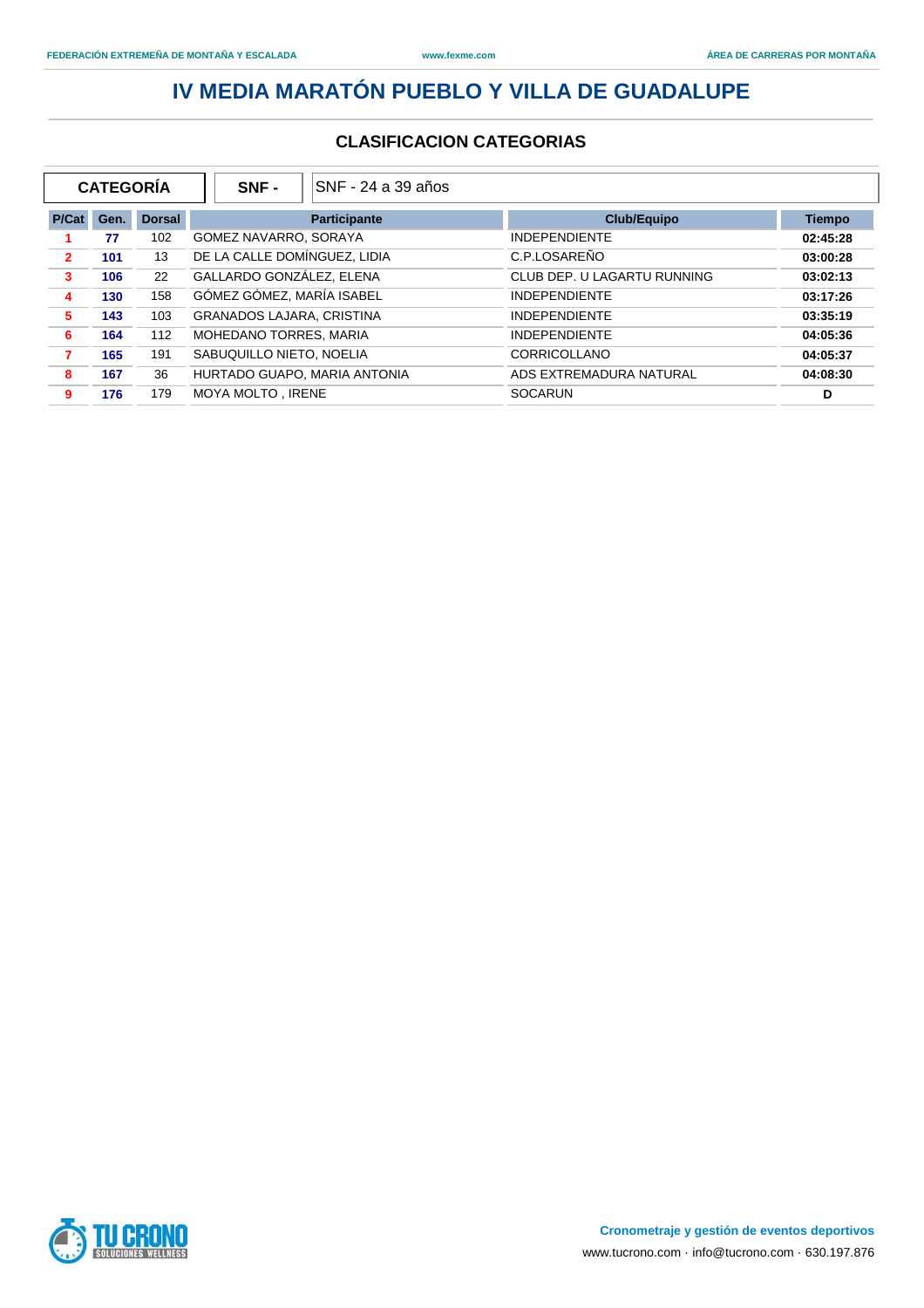# IV MEDIA MARATÓN PUEBLO Y VILLA DE GUADALUPE

## CLASIFICACION CATEGORIAS

| CATEGORÍA | SNF - | SNF - 24 a 39 años |
|---|---|---|

| P/Cat | Gen. | Dorsal | Participante | Club/Equipo | Tiempo |
|---|---|---|---|---|---|
| 1 | 77 | 102 | GOMEZ NAVARRO, SORAYA | INDEPENDIENTE | 02:45:28 |
| 2 | 101 | 13 | DE LA CALLE DOMÍNGUEZ, LIDIA | C.P.LOSAREÑO | 03:00:28 |
| 3 | 106 | 22 | GALLARDO GONZÁLEZ, ELENA | CLUB DEP. U LAGARTU RUNNING | 03:02:13 |
| 4 | 130 | 158 | GÓMEZ GÓMEZ, MARÍA ISABEL | INDEPENDIENTE | 03:17:26 |
| 5 | 143 | 103 | GRANADOS LAJARA, CRISTINA | INDEPENDIENTE | 03:35:19 |
| 6 | 164 | 112 | MOHEDANO TORRES, MARIA | INDEPENDIENTE | 04:05:36 |
| 7 | 165 | 191 | SABUQUILLO NIETO, NOELIA | CORRICOLLANO | 04:05:37 |
| 8 | 167 | 36 | HURTADO GUAPO, MARIA ANTONIA | ADS EXTREMADURA NATURAL | 04:08:30 |
| 9 | 176 | 179 | MOYA MOLTO , IRENE | SOCARUN | D |

**Cronometraje y gestión de eventos deportivos**

www.tucrono.com · info@tucrono.com · 630.197.876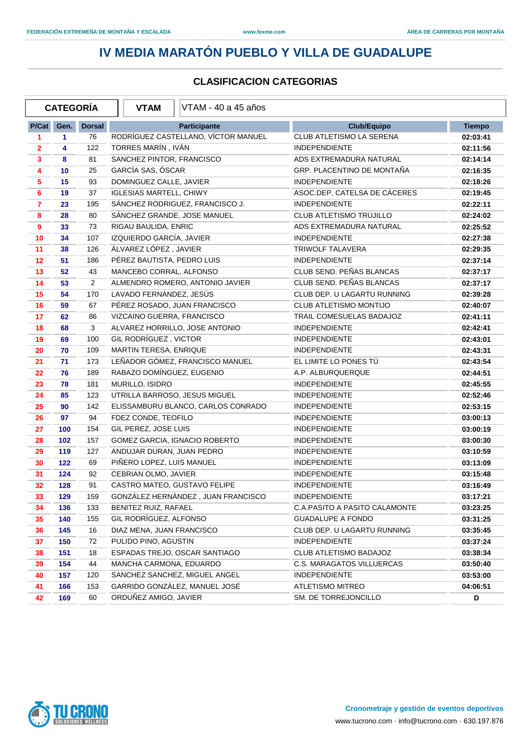# IV MEDIA MARATÓN PUEBLO Y VILLA DE GUADALUPE

## CLASIFICACION CATEGORIAS

| CATEGORÍA | VTAM | VTAM - 40 a 45 años |
|---|---|---|

| P/Cat | Gen. | Dorsal | Participante | Club/Equipo | Tiempo |
|---|---|---|---|---|---|
| 1 | 1 | 76 | RODRÍGUEZ CASTELLANO, VÍCTOR MANUEL | CLUB ATLETISMO LA SERENA | 02:03:41 |
| 2 | 4 | 122 | TORRES MARÍN , IVÁN | INDEPENDIENTE | 02:11:56 |
| 3 | 8 | 81 | SANCHEZ PINTOR, FRANCISCO | ADS EXTREMADURA NATURAL | 02:14:14 |
| 4 | 10 | 25 | GARCÍA SAS, ÓSCAR | GRP. PLACENTINO DE MONTAÑA | 02:16:35 |
| 5 | 15 | 93 | DOMINGUEZ CALLE, JAVIER | INDEPENDIENTE | 02:18:26 |
| 6 | 19 | 37 | IGLESIAS MARTELL, CHIWY | ASOC.DEP. CATELSA DE CÁCERES | 02:19:45 |
| 7 | 23 | 195 | SÁNCHEZ RODRIGUEZ, FRANCISCO J. | INDEPENDIENTE | 02:22:11 |
| 8 | 28 | 80 | SÁNCHEZ GRANDE, JOSE MANUEL | CLUB ATLETISMO TRUJILLO | 02:24:02 |
| 9 | 33 | 73 | RIGAU BAULIDA, ENRIC | ADS EXTREMADURA NATURAL | 02:25:52 |
| 10 | 34 | 107 | IZQUIERDO GARCÍA, JAVIER | INDEPENDIENTE | 02:27:38 |
| 11 | 38 | 126 | ÁLVAREZ LÓPEZ , JAVIER | TRIWOLF TALAVERA | 02:29:35 |
| 12 | 51 | 186 | PÉREZ BAUTISTA, PEDRO LUIS | INDEPENDIENTE | 02:37:14 |
| 13 | 52 | 43 | MANCEBO CORRAL, ALFONSO | CLUB SEND. PEÑAS BLANCAS | 02:37:17 |
| 14 | 53 | 2 | ALMENDRO ROMERO, ANTONIO JAVIER | CLUB SEND. PEÑAS BLANCAS | 02:37:17 |
| 15 | 54 | 170 | LAVADO FERNÁNDEZ, JESÚS | CLUB DEP. U LAGARTU RUNNING | 02:39:28 |
| 16 | 59 | 67 | PÉREZ ROSADO, JUAN FRANCISCO | CLUB ATLETISMO MONTIJO | 02:40:07 |
| 17 | 62 | 86 | VIZCAINO GUERRA, FRANCISCO | TRAIL COMESUELAS BADAJOZ | 02:41:11 |
| 18 | 68 | 3 | ALVAREZ HORRILLO, JOSE ANTONIO | INDEPENDIENTE | 02:42:41 |
| 19 | 69 | 100 | GIL RODRÍGUEZ , VICTOR | INDEPENDIENTE | 02:43:01 |
| 20 | 70 | 109 | MARTIN TERESA, ENRIQUE | INDEPENDIENTE | 02:43:31 |
| 21 | 71 | 173 | LEÑADOR GÓMEZ, FRANCISCO MANUEL | EL LIMITE LO PONES TÚ | 02:43:54 |
| 22 | 76 | 189 | RABAZO DOMÍNGUEZ, EUGENIO | A.P. ALBURQUERQUE | 02:44:51 |
| 23 | 78 | 181 | MURILLO, ISIDRO | INDEPENDIENTE | 02:45:55 |
| 24 | 85 | 123 | UTRILLA BARROSO, JESUS MIGUEL | INDEPENDIENTE | 02:52:46 |
| 25 | 90 | 142 | ELISSAMBURU BLANCO, CARLOS CONRADO | INDEPENDIENTE | 02:53:15 |
| 26 | 97 | 94 | FDEZ CONDE, TEOFILO | INDEPENDIENTE | 03:00:13 |
| 27 | 100 | 154 | GIL PEREZ, JOSE LUIS | INDEPENDIENTE | 03:00:19 |
| 28 | 102 | 157 | GOMEZ GARCIA, IGNACIO ROBERTO | INDEPENDIENTE | 03:00:30 |
| 29 | 119 | 127 | ANDUJAR DURAN, JUAN PEDRO | INDEPENDIENTE | 03:10:59 |
| 30 | 122 | 69 | PIÑERO LOPEZ, LUIS MANUEL | INDEPENDIENTE | 03:13:09 |
| 31 | 124 | 92 | CEBRIAN OLMO, JAVIER | INDEPENDIENTE | 03:15:48 |
| 32 | 128 | 91 | CASTRO MATEO, GUSTAVO FELIPE | INDEPENDIENTE | 03:16:49 |
| 33 | 129 | 159 | GONZÁLEZ HERNÁNDEZ , JUAN FRANCISCO | INDEPENDIENTE | 03:17:21 |
| 34 | 136 | 133 | BENITEZ RUIZ, RAFAEL | C.A.PASITO A PASITO CALAMONTE | 03:23:25 |
| 35 | 140 | 155 | GIL RODRÍGUEZ, ALFONSO | GUADALUPE A FONDO | 03:31:25 |
| 36 | 145 | 16 | DIAZ MENA, JUAN FRANCISCO | CLUB DEP. U LAGARTU RUNNING | 03:35:45 |
| 37 | 150 | 72 | PULIDO PINO, AGUSTIN | INDEPENDIENTE | 03:37:24 |
| 38 | 151 | 18 | ESPADAS TREJO, OSCAR SANTIAGO | CLUB ATLETISMO BADAJOZ | 03:38:34 |
| 39 | 154 | 44 | MANCHA CARMONA, EDUARDO | C.S. MARAGATOS VILLUERCAS | 03:50:40 |
| 40 | 157 | 120 | SANCHEZ SANCHEZ, MIGUEL ANGEL | INDEPENDIENTE | 03:53:00 |
| 41 | 166 | 153 | GARRIDO GONZÁLEZ, MANUEL JOSÉ | ATLETISMO MITREO | 04:06:51 |
| 42 | 169 | 60 | ORDUÑEZ AMIGO, JAVIER | SM. DE TORREJONCILLO | D |

Cronometraje y gestión de eventos deportivos

www.tucrono.com · info@tucrono.com · 630.197.876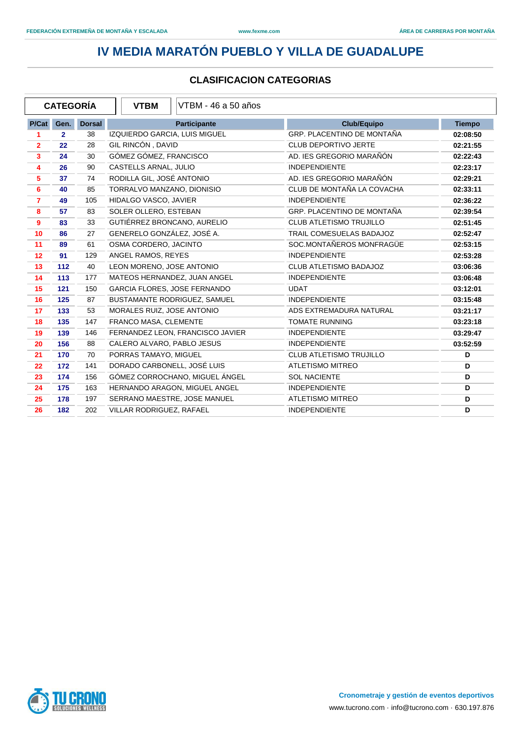# IV MEDIA MARATÓN PUEBLO Y VILLA DE GUADALUPE

## CLASIFICACION CATEGORIAS

| CATEGORÍA | VTBM | VTBM - 46 a 50 años |
|---|---|---|

| P/Cat | Gen. | Dorsal | Participante | Club/Equipo | Tiempo |
|---|---|---|---|---|---|
| 1 | 2 | 38 | IZQUIERDO GARCIA, LUIS MIGUEL | GRP. PLACENTINO DE MONTAÑA | 02:08:50 |
| 2 | 22 | 28 | GIL RINCÓN , DAVID | CLUB DEPORTIVO JERTE | 02:21:55 |
| 3 | 24 | 30 | GÓMEZ GÓMEZ, FRANCISCO | AD. IES GREGORIO MARAÑÓN | 02:22:43 |
| 4 | 26 | 90 | CASTELLS ARNAL, JULIO | INDEPENDIENTE | 02:23:17 |
| 5 | 37 | 74 | RODILLA GIL, JOSÉ ANTONIO | AD. IES GREGORIO MARAÑÓN | 02:29:21 |
| 6 | 40 | 85 | TORRALVO MANZANO, DIONISIO | CLUB DE MONTAÑA LA COVACHA | 02:33:11 |
| 7 | 49 | 105 | HIDALGO VASCO, JAVIER | INDEPENDIENTE | 02:36:22 |
| 8 | 57 | 83 | SOLER OLLERO, ESTEBAN | GRP. PLACENTINO DE MONTAÑA | 02:39:54 |
| 9 | 83 | 33 | GUTIÉRREZ BRONCANO, AURELIO | CLUB ATLETISMO TRUJILLO | 02:51:45 |
| 10 | 86 | 27 | GENERELO GONZÁLEZ, JOSÉ A. | TRAIL COMESUELAS BADAJOZ | 02:52:47 |
| 11 | 89 | 61 | OSMA CORDERO, JACINTO | SOC.MONTAÑEROS MONFRAGÜE | 02:53:15 |
| 12 | 91 | 129 | ANGEL RAMOS, REYES | INDEPENDIENTE | 02:53:28 |
| 13 | 112 | 40 | LEON MORENO, JOSE ANTONIO | CLUB ATLETISMO BADAJOZ | 03:06:36 |
| 14 | 113 | 177 | MATEOS HERNANDEZ, JUAN ANGEL | INDEPENDIENTE | 03:06:48 |
| 15 | 121 | 150 | GARCIA FLORES, JOSE FERNANDO | UDAT | 03:12:01 |
| 16 | 125 | 87 | BUSTAMANTE RODRIGUEZ, SAMUEL | INDEPENDIENTE | 03:15:48 |
| 17 | 133 | 53 | MORALES RUIZ, JOSE ANTONIO | ADS EXTREMADURA NATURAL | 03:21:17 |
| 18 | 135 | 147 | FRANCO MASA, CLEMENTE | TOMATE RUNNING | 03:23:18 |
| 19 | 139 | 146 | FERNANDEZ LEON, FRANCISCO JAVIER | INDEPENDIENTE | 03:29:47 |
| 20 | 156 | 88 | CALERO ALVARO, PABLO JESUS | INDEPENDIENTE | 03:52:59 |
| 21 | 170 | 70 | PORRAS TAMAYO, MIGUEL | CLUB ATLETISMO TRUJILLO | D |
| 22 | 172 | 141 | DORADO CARBONELL, JOSÉ LUIS | ATLETISMO MITREO | D |
| 23 | 174 | 156 | GÓMEZ CORROCHANO, MIGUEL ÁNGEL | SOL NACIENTE | D |
| 24 | 175 | 163 | HERNANDO ARAGON, MIGUEL ANGEL | INDEPENDIENTE | D |
| 25 | 178 | 197 | SERRANO MAESTRE, JOSE MANUEL | ATLETISMO MITREO | D |
| 26 | 182 | 202 | VILLAR RODRIGUEZ, RAFAEL | INDEPENDIENTE | D |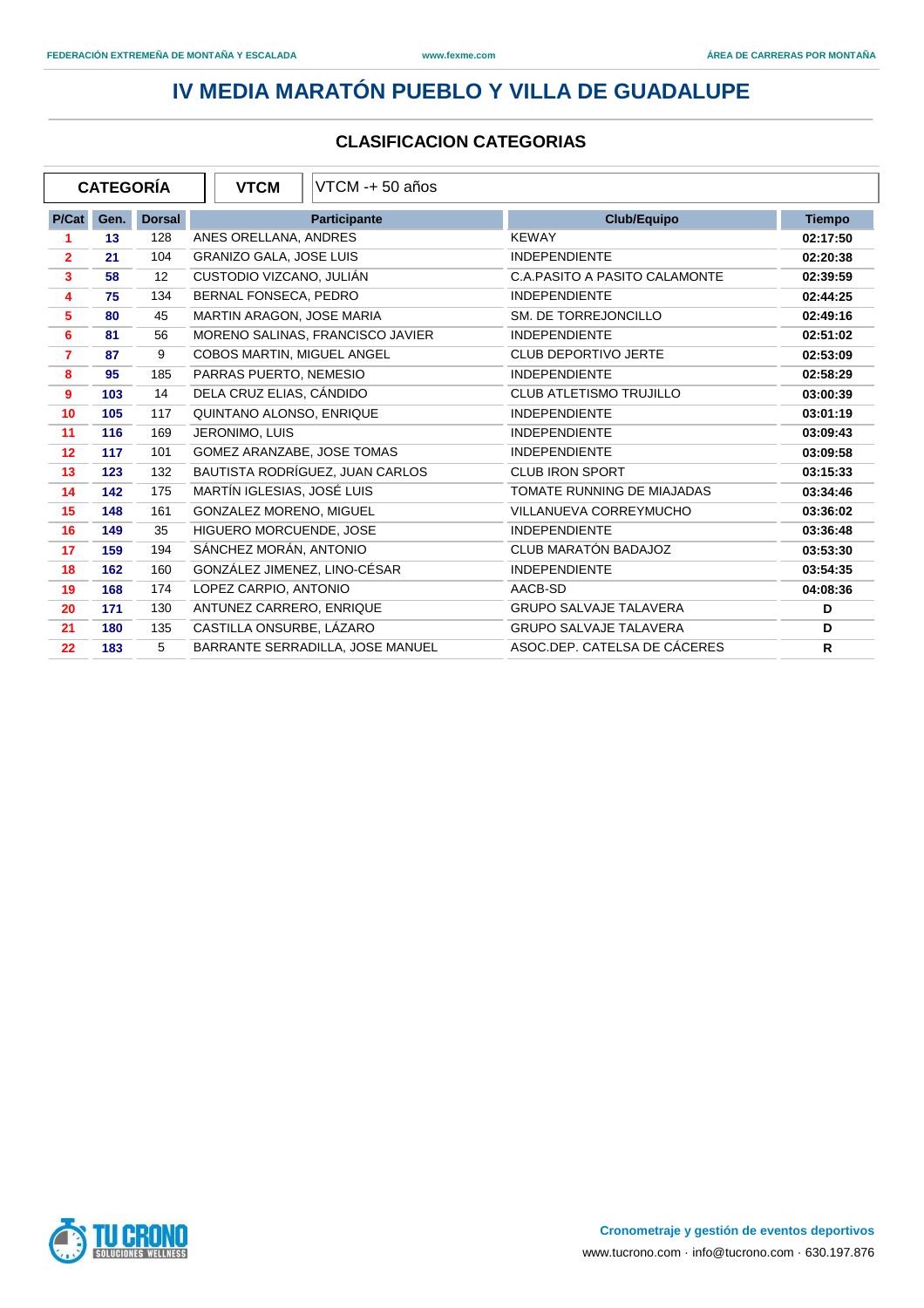# IV MEDIA MARATÓN PUEBLO Y VILLA DE GUADALUPE

## CLASIFICACION CATEGORIAS

| CATEGORÍA | VTCM | VTCM -+ 50 años |
|---|---|---|

| P/Cat | Gen. | Dorsal | Participante | Club/Equipo | Tiempo |
|---|---|---|---|---|---|
| 1 | 13 | 128 | ANES ORELLANA, ANDRES | KEWAY | 02:17:50 |
| 2 | 21 | 104 | GRANIZO GALA, JOSE LUIS | INDEPENDIENTE | 02:20:38 |
| 3 | 58 | 12 | CUSTODIO VIZCANO, JULIÁN | C.A.PASITO A PASITO CALAMONTE | 02:39:59 |
| 4 | 75 | 134 | BERNAL FONSECA, PEDRO | INDEPENDIENTE | 02:44:25 |
| 5 | 80 | 45 | MARTIN ARAGON, JOSE MARIA | SM. DE TORREJONCILLO | 02:49:16 |
| 6 | 81 | 56 | MORENO SALINAS, FRANCISCO JAVIER | INDEPENDIENTE | 02:51:02 |
| 7 | 87 | 9 | COBOS MARTIN, MIGUEL ANGEL | CLUB DEPORTIVO JERTE | 02:53:09 |
| 8 | 95 | 185 | PARRAS PUERTO, NEMESIO | INDEPENDIENTE | 02:58:29 |
| 9 | 103 | 14 | DELA CRUZ ELIAS, CÁNDIDO | CLUB ATLETISMO TRUJILLO | 03:00:39 |
| 10 | 105 | 117 | QUINTANO ALONSO, ENRIQUE | INDEPENDIENTE | 03:01:19 |
| 11 | 116 | 169 | JERONIMO, LUIS | INDEPENDIENTE | 03:09:43 |
| 12 | 117 | 101 | GOMEZ ARANZABE, JOSE TOMAS | INDEPENDIENTE | 03:09:58 |
| 13 | 123 | 132 | BAUTISTA RODRÍGUEZ, JUAN CARLOS | CLUB IRON SPORT | 03:15:33 |
| 14 | 142 | 175 | MARTÍN IGLESIAS, JOSÉ LUIS | TOMATE RUNNING DE MIAJADAS | 03:34:46 |
| 15 | 148 | 161 | GONZALEZ MORENO, MIGUEL | VILLANUEVA CORREYMUCHO | 03:36:02 |
| 16 | 149 | 35 | HIGUERO MORCUENDE, JOSE | INDEPENDIENTE | 03:36:48 |
| 17 | 159 | 194 | SÁNCHEZ MORÁN, ANTONIO | CLUB MARATÓN BADAJOZ | 03:53:30 |
| 18 | 162 | 160 | GONZÁLEZ JIMENEZ, LINO-CÉSAR | INDEPENDIENTE | 03:54:35 |
| 19 | 168 | 174 | LOPEZ CARPIO, ANTONIO | AACB-SD | 04:08:36 |
| 20 | 171 | 130 | ANTUNEZ CARRERO, ENRIQUE | GRUPO SALVAJE TALAVERA | D |
| 21 | 180 | 135 | CASTILLA ONSURBE, LÁZARO | GRUPO SALVAJE TALAVERA | D |
| 22 | 183 | 5 | BARRANTE SERRADILLA, JOSE MANUEL | ASOC.DEP. CATELSA DE CÁCERES | R |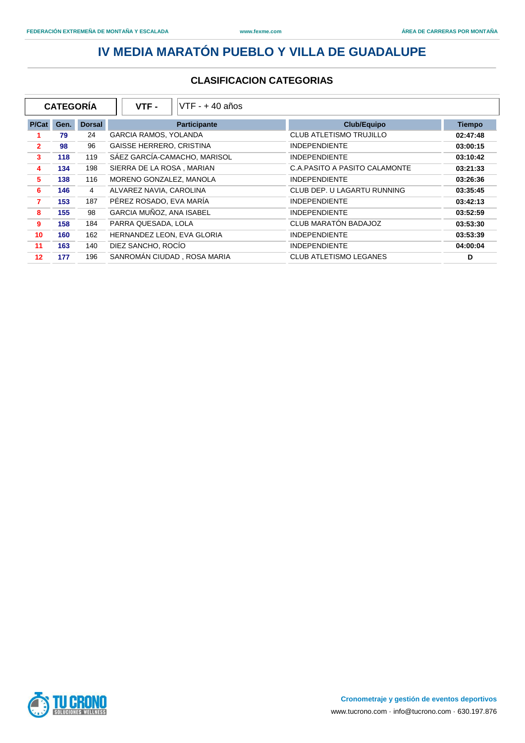# IV MEDIA MARATÓN PUEBLO Y VILLA DE GUADALUPE

## CLASIFICACION CATEGORIAS

| CATEGORÍA | VTF - | VTF - + 40 años |
|---|---|---|

| P/Cat | Gen. | Dorsal | Participante | Club/Equipo | Tiempo |
|---|---|---|---|---|---|
| 1 | 79 | 24 | GARCIA RAMOS, YOLANDA | CLUB ATLETISMO TRUJILLO | 02:47:48 |
| 2 | 98 | 96 | GAISSE HERRERO, CRISTINA | INDEPENDIENTE | 03:00:15 |
| 3 | 118 | 119 | SÁEZ GARCÍA-CAMACHO, MARISOL | INDEPENDIENTE | 03:10:42 |
| 4 | 134 | 198 | SIERRA DE LA ROSA , MARIAN | C.A.PASITO A PASITO CALAMONTE | 03:21:33 |
| 5 | 138 | 116 | MORENO GONZALEZ, MANOLA | INDEPENDIENTE | 03:26:36 |
| 6 | 146 | 4 | ALVAREZ NAVIA, CAROLINA | CLUB DEP. U LAGARTU RUNNING | 03:35:45 |
| 7 | 153 | 187 | PÉREZ ROSADO, EVA MARÍA | INDEPENDIENTE | 03:42:13 |
| 8 | 155 | 98 | GARCIA MUÑOZ, ANA ISABEL | INDEPENDIENTE | 03:52:59 |
| 9 | 158 | 184 | PARRA QUESADA, LOLA | CLUB MARATÓN BADAJOZ | 03:53:30 |
| 10 | 160 | 162 | HERNANDEZ LEON, EVA GLORIA | INDEPENDIENTE | 03:53:39 |
| 11 | 163 | 140 | DIEZ SANCHO, ROCÍO | INDEPENDIENTE | 04:00:04 |
| 12 | 177 | 196 | SANROMÁN CIUDAD , ROSA MARIA | CLUB ATLETISMO LEGANES | D |